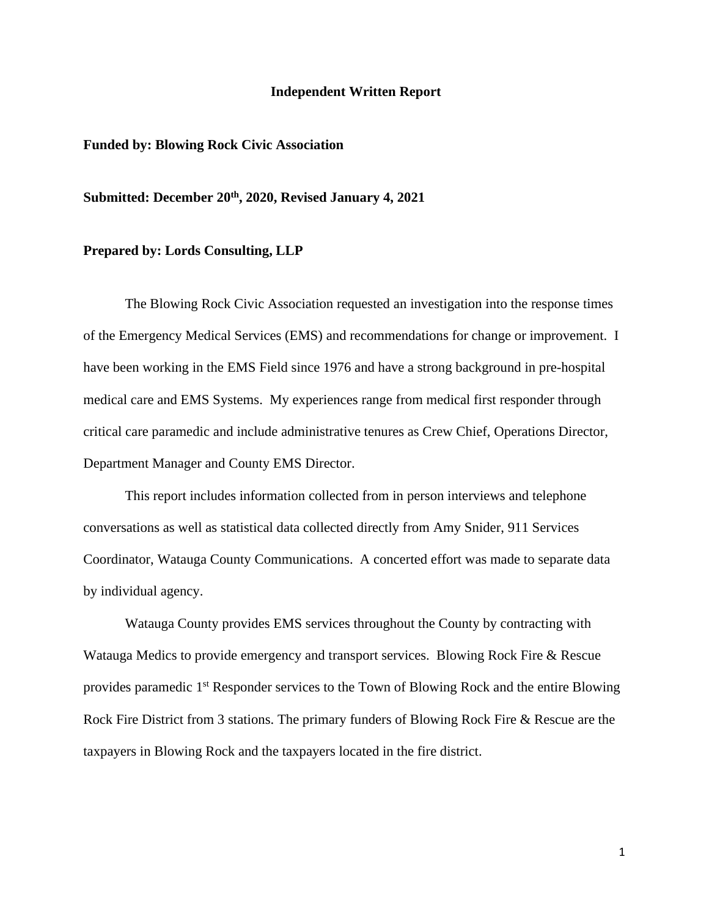# Independent Written Report

**Funded by: Blowing Rock Civic Association**

**Submitted: December 20th, 2020, Revised January 4, 2021**

**Prepared by: Lords Consulting, LLP**

The Blowing Rock Civic Association requested an investigation into the response times of the Emergency Medical Services (EMS) and recommendations for change or improvement. I have been working in the EMS Field since 1976 and have a strong background in pre-hospital medical care and EMS Systems. My experiences range from medical first responder through critical care paramedic and include administrative tenures as Crew Chief, Operations Director, Department Manager and County EMS Director.

This report includes information collected from in person interviews and telephone conversations as well as statistical data collected directly from Amy Snider, 911 Services Coordinator, Watauga County Communications. A concerted effort was made to separate data by individual agency.

Watauga County provides EMS services throughout the County by contracting with Watauga Medics to provide emergency and transport services. Blowing Rock Fire & Rescue provides paramedic 1st Responder services to the Town of Blowing Rock and the entire Blowing Rock Fire District from 3 stations. The primary funders of Blowing Rock Fire & Rescue are the taxpayers in Blowing Rock and the taxpayers located in the fire district.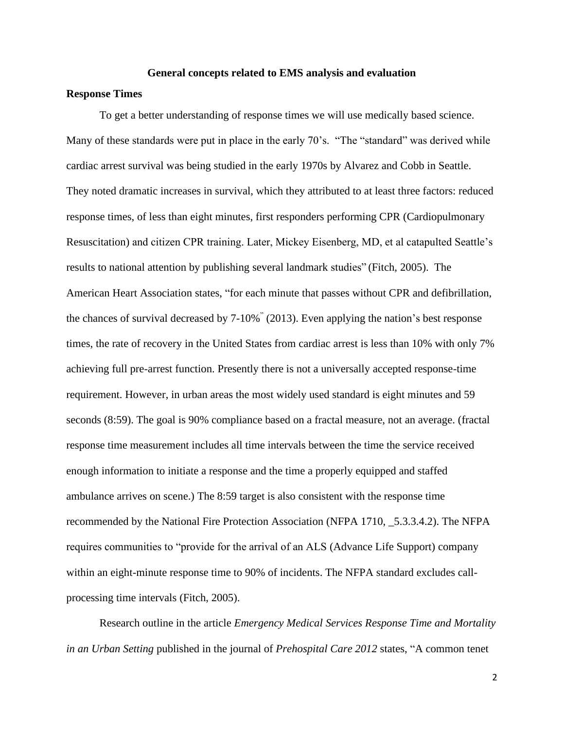**General concepts related to EMS analysis and evaluation**

**Response Times**

To get a better understanding of response times we will use medically based science. Many of these standards were put in place in the early 70's. "The "standard" was derived while cardiac arrest survival was being studied in the early 1970s by Alvarez and Cobb in Seattle. They noted dramatic increases in survival, which they attributed to at least three factors: reduced response times, of less than eight minutes, first responders performing CPR (Cardiopulmonary Resuscitation) and citizen CPR training. Later, Mickey Eisenberg, MD, et al catapulted Seattle's results to national attention by publishing several landmark studies" (Fitch, 2005). The American Heart Association states, "for each minute that passes without CPR and defibrillation, the chances of survival decreased by 7-10%" (2013). Even applying the nation's best response times, the rate of recovery in the United States from cardiac arrest is less than 10% with only 7% achieving full pre-arrest function. Presently there is not a universally accepted response-time requirement. However, in urban areas the most widely used standard is eight minutes and 59 seconds (8:59). The goal is 90% compliance based on a fractal measure, not an average. (fractal response time measurement includes all time intervals between the time the service received enough information to initiate a response and the time a properly equipped and staffed ambulance arrives on scene.) The 8:59 target is also consistent with the response time recommended by the National Fire Protection Association (NFPA 1710, _5.3.3.4.2). The NFPA requires communities to "provide for the arrival of an ALS (Advance Life Support) company within an eight-minute response time to 90% of incidents. The NFPA standard excludes call-processing time intervals (Fitch, 2005).

Research outline in the article *Emergency Medical Services Response Time and Mortality in an Urban Setting* published in the journal of *Prehospital Care 2012* states, "A common tenet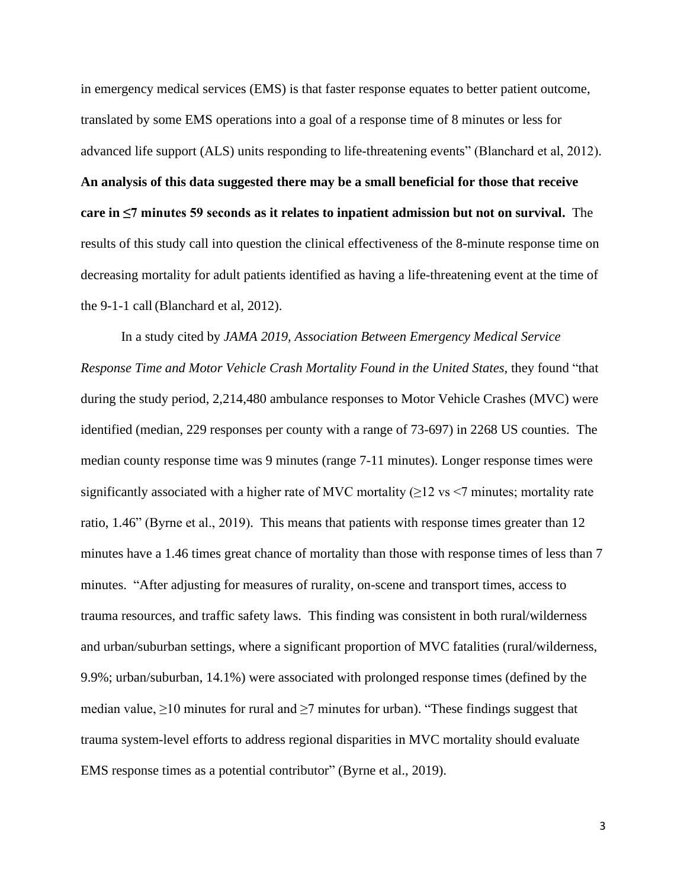in emergency medical services (EMS) is that faster response equates to better patient outcome, translated by some EMS operations into a goal of a response time of 8 minutes or less for advanced life support (ALS) units responding to life-threatening events" (Blanchard et al, 2012). **An analysis of this data suggested there may be a small beneficial for those that receive care in ≤7 minutes 59 seconds as it relates to inpatient admission but not on survival.** The results of this study call into question the clinical effectiveness of the 8-minute response time on decreasing mortality for adult patients identified as having a life-threatening event at the time of the 9-1-1 call (Blanchard et al, 2012).

In a study cited by *JAMA 2019, Association Between Emergency Medical Service Response Time and Motor Vehicle Crash Mortality Found in the United States*, they found "that during the study period, 2,214,480 ambulance responses to Motor Vehicle Crashes (MVC) were identified (median, 229 responses per county with a range of 73-697) in 2268 US counties. The median county response time was 9 minutes (range 7-11 minutes). Longer response times were significantly associated with a higher rate of MVC mortality (≥12 vs <7 minutes; mortality rate ratio, 1.46" (Byrne et al., 2019). This means that patients with response times greater than 12 minutes have a 1.46 times great chance of mortality than those with response times of less than 7 minutes. "After adjusting for measures of rurality, on-scene and transport times, access to trauma resources, and traffic safety laws. This finding was consistent in both rural/wilderness and urban/suburban settings, where a significant proportion of MVC fatalities (rural/wilderness, 9.9%; urban/suburban, 14.1%) were associated with prolonged response times (defined by the median value, ≥10 minutes for rural and ≥7 minutes for urban). "These findings suggest that trauma system-level efforts to address regional disparities in MVC mortality should evaluate EMS response times as a potential contributor" (Byrne et al., 2019).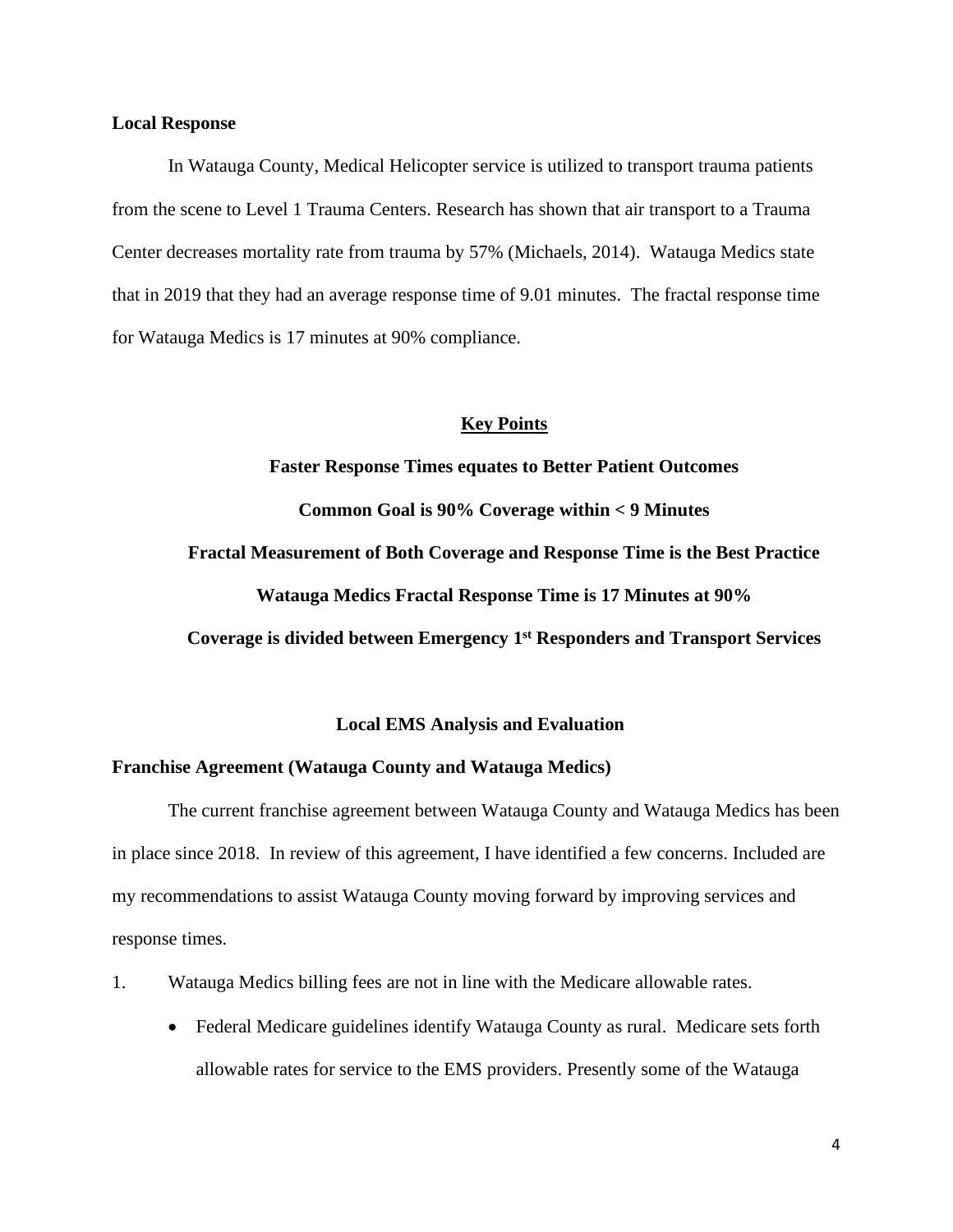**Local Response**

In Watauga County, Medical Helicopter service is utilized to transport trauma patients from the scene to Level 1 Trauma Centers. Research has shown that air transport to a Trauma Center decreases mortality rate from trauma by 57% (Michaels, 2014). Watauga Medics state that in 2019 that they had an average response time of 9.01 minutes. The fractal response time for Watauga Medics is 17 minutes at 90% compliance.

**Key Points**

**Faster Response Times equates to Better Patient Outcomes**

**Common Goal is 90% Coverage within < 9 Minutes**

**Fractal Measurement of Both Coverage and Response Time is the Best Practice**

**Watauga Medics Fractal Response Time is 17 Minutes at 90%**

**Coverage is divided between Emergency 1st Responders and Transport Services**

**Local EMS Analysis and Evaluation**

**Franchise Agreement (Watauga County and Watauga Medics)**

The current franchise agreement between Watauga County and Watauga Medics has been in place since 2018. In review of this agreement, I have identified a few concerns. Included are my recommendations to assist Watauga County moving forward by improving services and response times.

1. Watauga Medics billing fees are not in line with the Medicare allowable rates.
   - Federal Medicare guidelines identify Watauga County as rural. Medicare sets forth allowable rates for service to the EMS providers. Presently some of the Watauga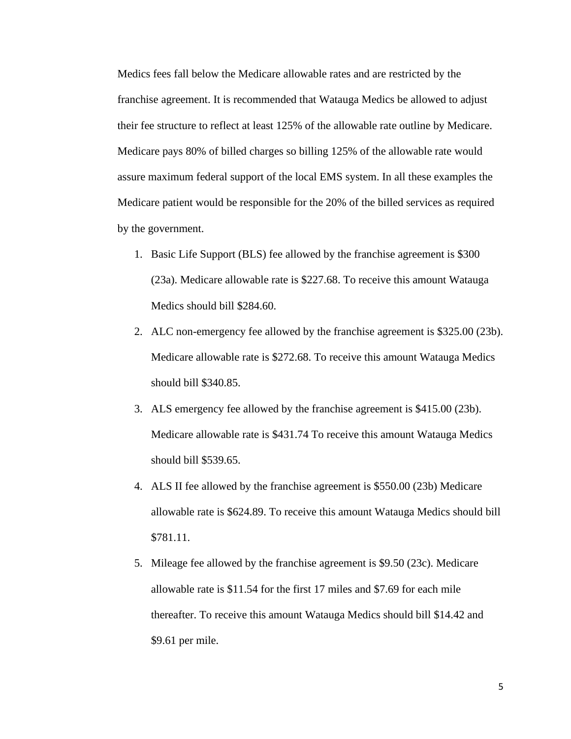Medics fees fall below the Medicare allowable rates and are restricted by the franchise agreement. It is recommended that Watauga Medics be allowed to adjust their fee structure to reflect at least 125% of the allowable rate outline by Medicare. Medicare pays 80% of billed charges so billing 125% of the allowable rate would assure maximum federal support of the local EMS system. In all these examples the Medicare patient would be responsible for the 20% of the billed services as required by the government.

1. Basic Life Support (BLS) fee allowed by the franchise agreement is $300 (23a). Medicare allowable rate is $227.68. To receive this amount Watauga Medics should bill $284.60.
2. ALC non-emergency fee allowed by the franchise agreement is $325.00 (23b). Medicare allowable rate is $272.68. To receive this amount Watauga Medics should bill $340.85.
3. ALS emergency fee allowed by the franchise agreement is $415.00 (23b). Medicare allowable rate is $431.74 To receive this amount Watauga Medics should bill $539.65.
4. ALS II fee allowed by the franchise agreement is $550.00 (23b) Medicare allowable rate is $624.89. To receive this amount Watauga Medics should bill $781.11.
5. Mileage fee allowed by the franchise agreement is $9.50 (23c). Medicare allowable rate is $11.54 for the first 17 miles and $7.69 for each mile thereafter. To receive this amount Watauga Medics should bill $14.42 and $9.61 per mile.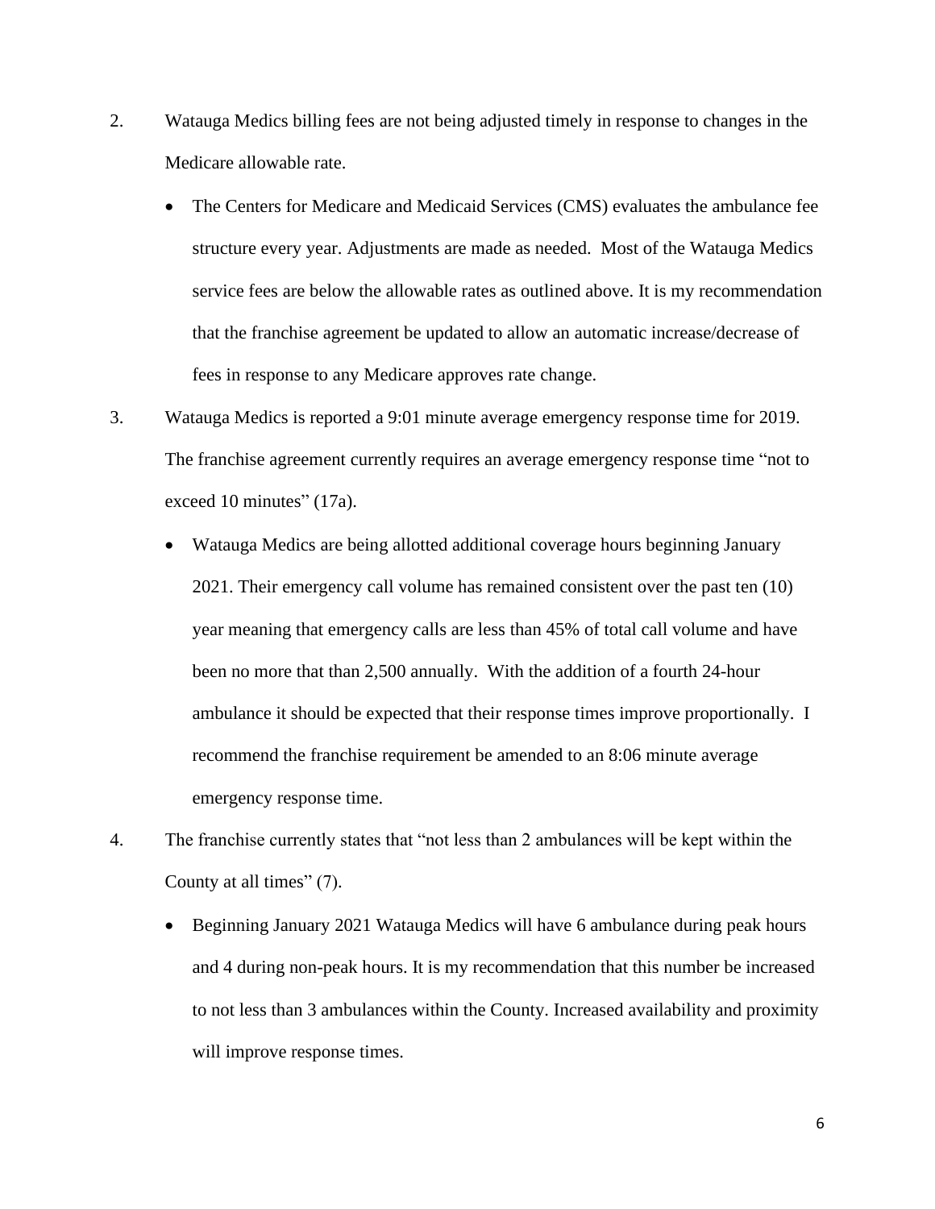2. Watauga Medics billing fees are not being adjusted timely in response to changes in the Medicare allowable rate.

    - The Centers for Medicare and Medicaid Services (CMS) evaluates the ambulance fee structure every year. Adjustments are made as needed. Most of the Watauga Medics service fees are below the allowable rates as outlined above. It is my recommendation that the franchise agreement be updated to allow an automatic increase/decrease of fees in response to any Medicare approves rate change.

3. Watauga Medics is reported a 9:01 minute average emergency response time for 2019. The franchise agreement currently requires an average emergency response time "not to exceed 10 minutes" (17a).

    - Watauga Medics are being allotted additional coverage hours beginning January 2021. Their emergency call volume has remained consistent over the past ten (10) year meaning that emergency calls are less than 45% of total call volume and have been no more that than 2,500 annually. With the addition of a fourth 24-hour ambulance it should be expected that their response times improve proportionally. I recommend the franchise requirement be amended to an 8:06 minute average emergency response time.

4. The franchise currently states that "not less than 2 ambulances will be kept within the County at all times" (7).

    - Beginning January 2021 Watauga Medics will have 6 ambulance during peak hours and 4 during non-peak hours. It is my recommendation that this number be increased to not less than 3 ambulances within the County. Increased availability and proximity will improve response times.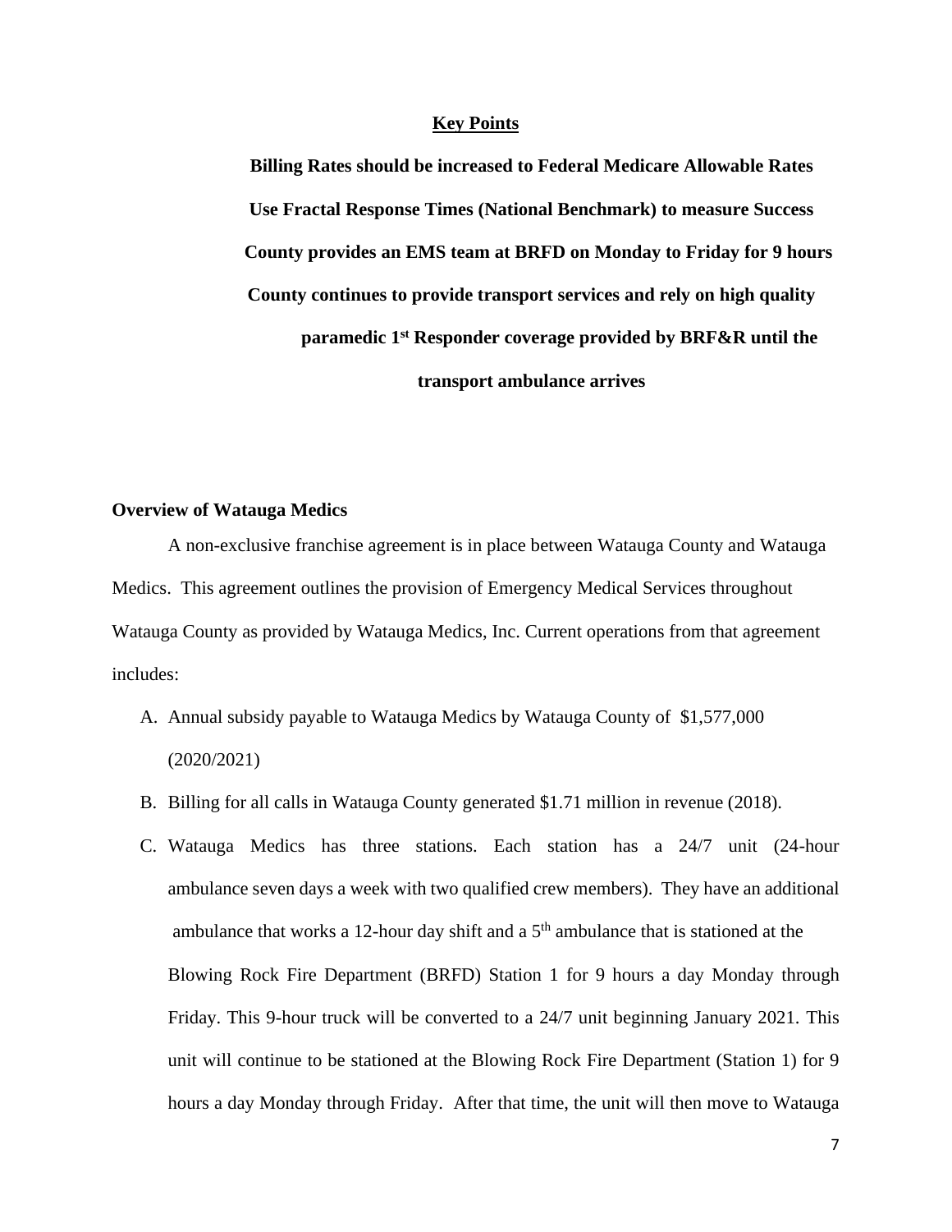## Key Points

**Billing Rates should be increased to Federal Medicare Allowable Rates**

**Use Fractal Response Times (National Benchmark) to measure Success**

**County provides an EMS team at BRFD on Monday to Friday for 9 hours**

**County continues to provide transport services and rely on high quality paramedic 1st Responder coverage provided by BRF&R until the transport ambulance arrives**

### Overview of Watauga Medics

A non-exclusive franchise agreement is in place between Watauga County and Watauga Medics. This agreement outlines the provision of Emergency Medical Services throughout Watauga County as provided by Watauga Medics, Inc. Current operations from that agreement includes:

A. Annual subsidy payable to Watauga Medics by Watauga County of $1,577,000 (2020/2021)

B. Billing for all calls in Watauga County generated $1.71 million in revenue (2018).

C. Watauga Medics has three stations. Each station has a 24/7 unit (24-hour ambulance seven days a week with two qualified crew members). They have an additional ambulance that works a 12-hour day shift and a 5th ambulance that is stationed at the Blowing Rock Fire Department (BRFD) Station 1 for 9 hours a day Monday through Friday. This 9-hour truck will be converted to a 24/7 unit beginning January 2021. This unit will continue to be stationed at the Blowing Rock Fire Department (Station 1) for 9 hours a day Monday through Friday. After that time, the unit will then move to Watauga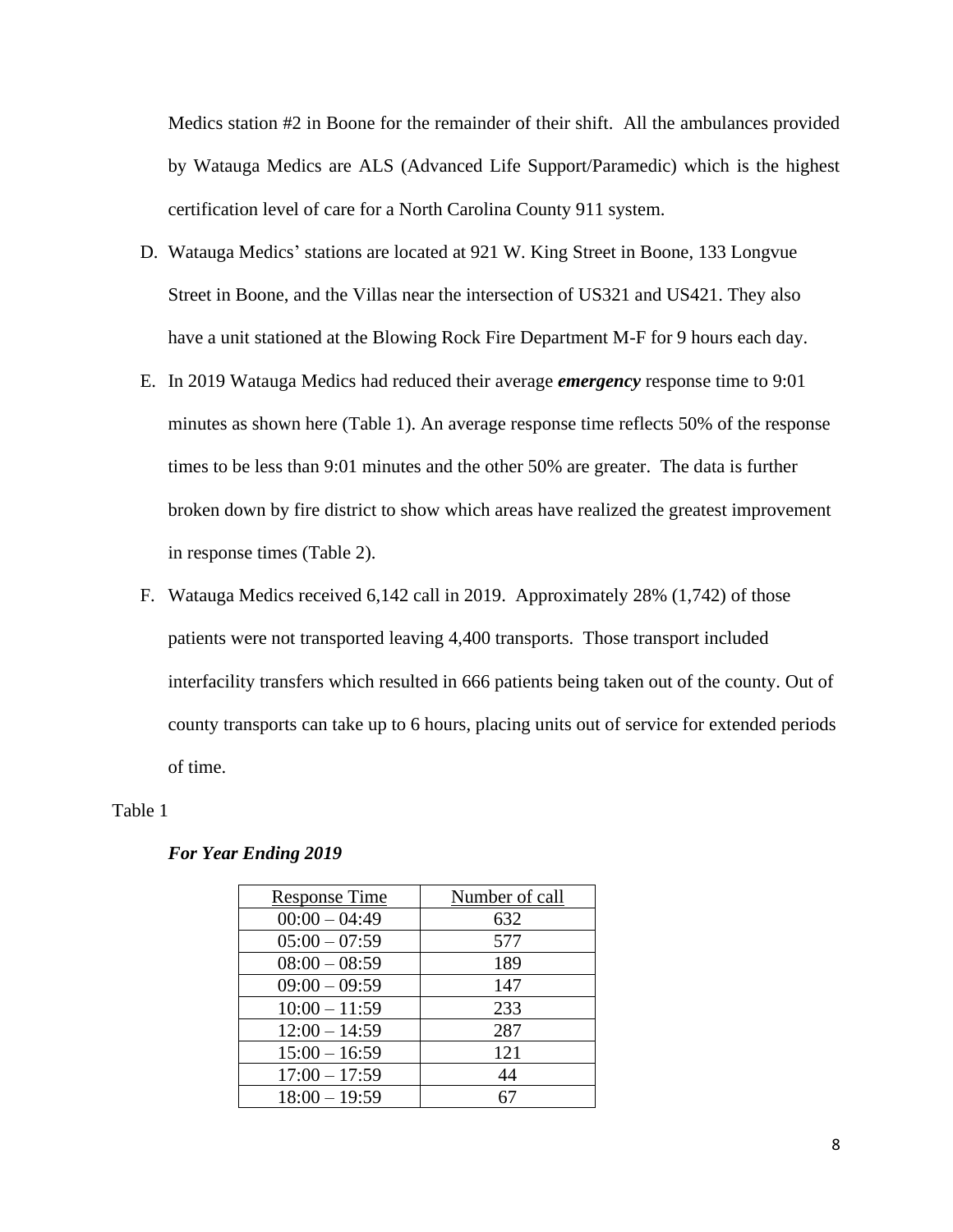Medics station #2 in Boone for the remainder of their shift. All the ambulances provided by Watauga Medics are ALS (Advanced Life Support/Paramedic) which is the highest certification level of care for a North Carolina County 911 system.

D. Watauga Medics' stations are located at 921 W. King Street in Boone, 133 Longvue Street in Boone, and the Villas near the intersection of US321 and US421. They also have a unit stationed at the Blowing Rock Fire Department M-F for 9 hours each day.

E. In 2019 Watauga Medics had reduced their average ***emergency*** response time to 9:01 minutes as shown here (Table 1). An average response time reflects 50% of the response times to be less than 9:01 minutes and the other 50% are greater. The data is further broken down by fire district to show which areas have realized the greatest improvement in response times (Table 2).

F. Watauga Medics received 6,142 call in 2019. Approximately 28% (1,742) of those patients were not transported leaving 4,400 transports. Those transport included interfacility transfers which resulted in 666 patients being taken out of the county. Out of county transports can take up to 6 hours, placing units out of service for extended periods of time.

Table 1

***For Year Ending 2019***

| Response Time | Number of call |
|---|---|
| 00:00 – 04:49 | 632 |
| 05:00 – 07:59 | 577 |
| 08:00 – 08:59 | 189 |
| 09:00 – 09:59 | 147 |
| 10:00 – 11:59 | 233 |
| 12:00 – 14:59 | 287 |
| 15:00 – 16:59 | 121 |
| 17:00 – 17:59 | 44 |
| 18:00 – 19:59 | 67 |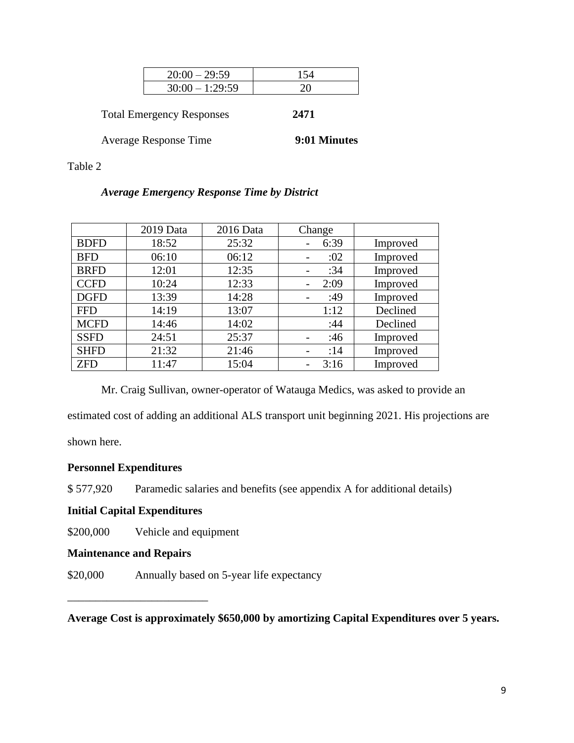| 20:00 – 29:59 | 154 |
|---|---|
| 30:00 – 1:29:59 | 20 |

Total Emergency Responses **2471**

Average Response Time **9:01 Minutes**

Table 2

*Average Emergency Response Time by District*

| | 2019 Data | 2016 Data | Change | |
|---|---|---|---|---|
| BDFD | 18:52 | 25:32 | - 6:39 | Improved |
| BFD | 06:10 | 06:12 | - :02 | Improved |
| BRFD | 12:01 | 12:35 | - :34 | Improved |
| CCFD | 10:24 | 12:33 | - 2:09 | Improved |
| DGFD | 13:39 | 14:28 | - :49 | Improved |
| FFD | 14:19 | 13:07 | 1:12 | Declined |
| MCFD | 14:46 | 14:02 | :44 | Declined |
| SSFD | 24:51 | 25:37 | - :46 | Improved |
| SHFD | 21:32 | 21:46 | - :14 | Improved |
| ZFD | 11:47 | 15:04 | - 3:16 | Improved |

Mr. Craig Sullivan, owner-operator of Watauga Medics, was asked to provide an estimated cost of adding an additional ALS transport unit beginning 2021. His projections are shown here.

**Personnel Expenditures**

$ 577,920 Paramedic salaries and benefits (see appendix A for additional details)

**Initial Capital Expenditures**

$200,000 Vehicle and equipment

**Maintenance and Repairs**

$20,000 Annually based on 5-year life expectancy

---

**Average Cost is approximately $650,000 by amortizing Capital Expenditures over 5 years.**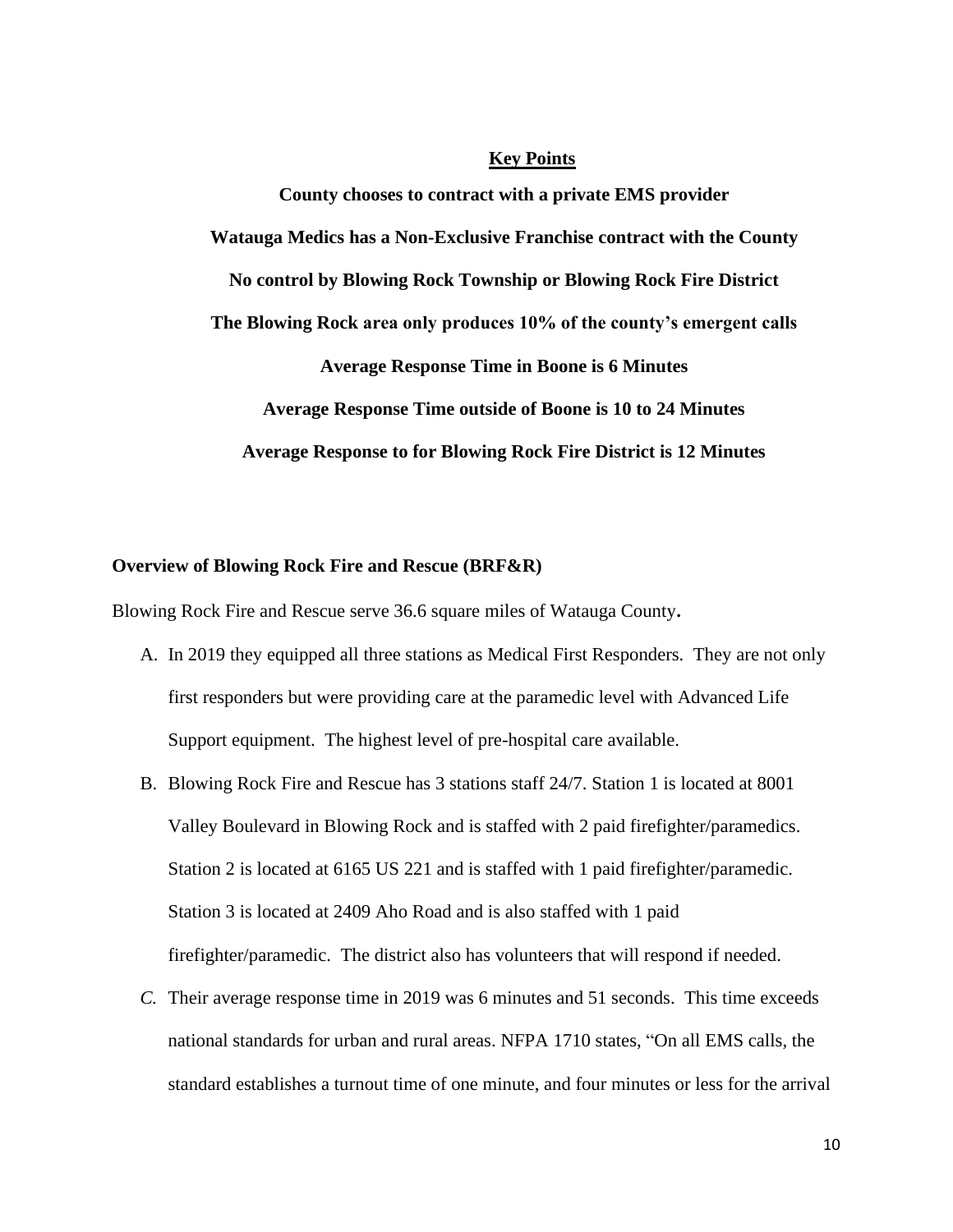**Key Points**

**County chooses to contract with a private EMS provider**

**Watauga Medics has a Non-Exclusive Franchise contract with the County**

**No control by Blowing Rock Township or Blowing Rock Fire District**

**The Blowing Rock area only produces 10% of the county's emergent calls**

**Average Response Time in Boone is 6 Minutes**

**Average Response Time outside of Boone is 10 to 24 Minutes**

**Average Response to for Blowing Rock Fire District is 12 Minutes**

**Overview of Blowing Rock Fire and Rescue (BRF&R)**

Blowing Rock Fire and Rescue serve 36.6 square miles of Watauga County**.**

A. In 2019 they equipped all three stations as Medical First Responders. They are not only first responders but were providing care at the paramedic level with Advanced Life Support equipment. The highest level of pre-hospital care available.

B. Blowing Rock Fire and Rescue has 3 stations staff 24/7. Station 1 is located at 8001 Valley Boulevard in Blowing Rock and is staffed with 2 paid firefighter/paramedics. Station 2 is located at 6165 US 221 and is staffed with 1 paid firefighter/paramedic. Station 3 is located at 2409 Aho Road and is also staffed with 1 paid firefighter/paramedic. The district also has volunteers that will respond if needed.

*C.* Their average response time in 2019 was 6 minutes and 51 seconds. This time exceeds national standards for urban and rural areas. NFPA 1710 states, "On all EMS calls, the standard establishes a turnout time of one minute, and four minutes or less for the arrival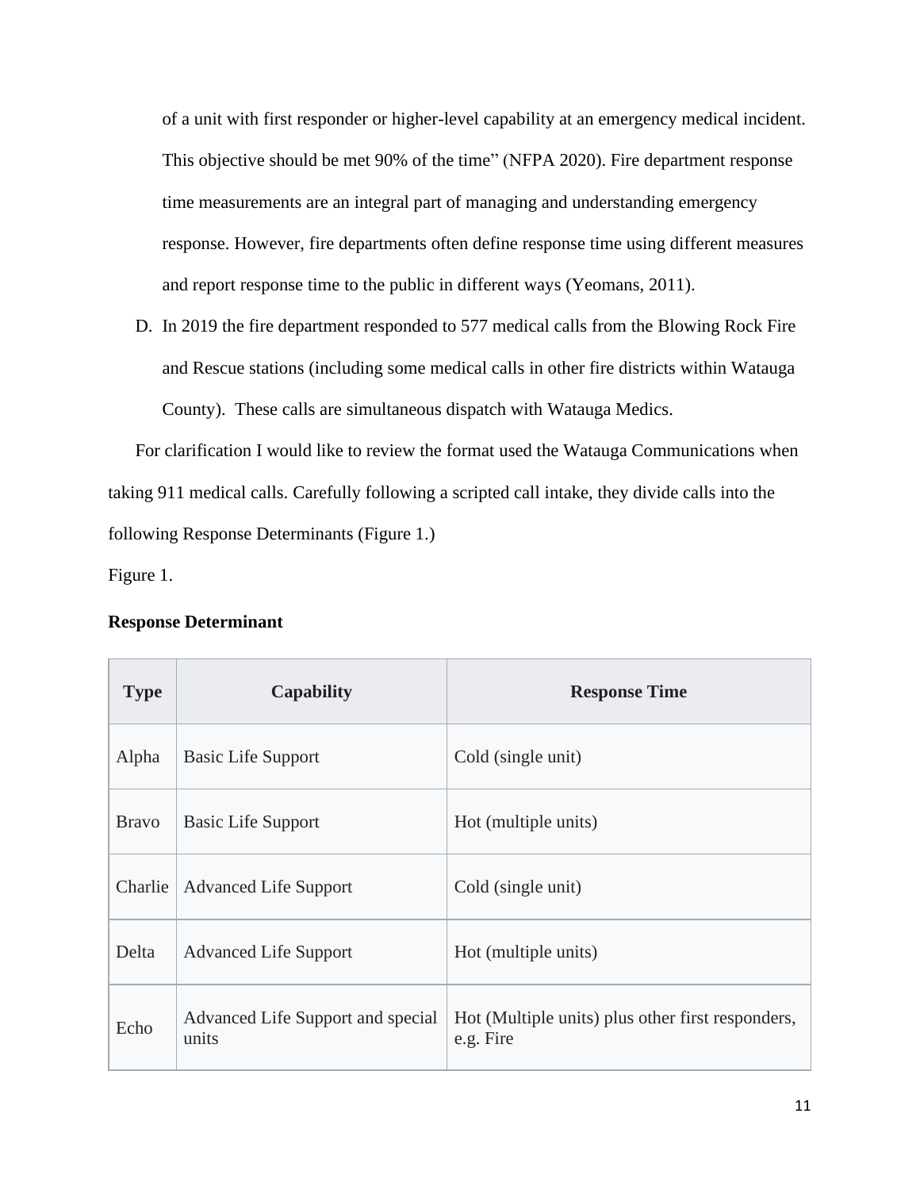of a unit with first responder or higher-level capability at an emergency medical incident. This objective should be met 90% of the time" (NFPA 2020). Fire department response time measurements are an integral part of managing and understanding emergency response. However, fire departments often define response time using different measures and report response time to the public in different ways (Yeomans, 2011).

D. In 2019 the fire department responded to 577 medical calls from the Blowing Rock Fire and Rescue stations (including some medical calls in other fire districts within Watauga County). These calls are simultaneous dispatch with Watauga Medics.

For clarification I would like to review the format used the Watauga Communications when taking 911 medical calls. Carefully following a scripted call intake, they divide calls into the following Response Determinants (Figure 1.)

Figure 1.

**Response Determinant**

| Type | Capability | Response Time |
|---|---|---|
| Alpha | Basic Life Support | Cold (single unit) |
| Bravo | Basic Life Support | Hot (multiple units) |
| Charlie | Advanced Life Support | Cold (single unit) |
| Delta | Advanced Life Support | Hot (multiple units) |
| Echo | Advanced Life Support and special units | Hot (Multiple units) plus other first responders, e.g. Fire |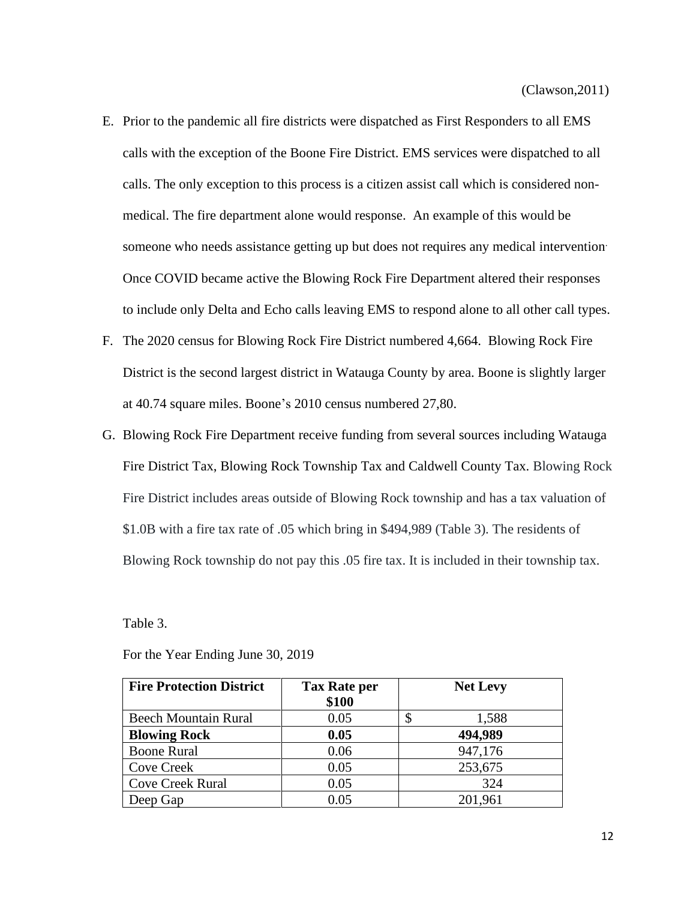(Clawson,2011)

E. Prior to the pandemic all fire districts were dispatched as First Responders to all EMS calls with the exception of the Boone Fire District. EMS services were dispatched to all calls. The only exception to this process is a citizen assist call which is considered non-medical. The fire department alone would response. An example of this would be someone who needs assistance getting up but does not requires any medical intervention. Once COVID became active the Blowing Rock Fire Department altered their responses to include only Delta and Echo calls leaving EMS to respond alone to all other call types.
F. The 2020 census for Blowing Rock Fire District numbered 4,664. Blowing Rock Fire District is the second largest district in Watauga County by area. Boone is slightly larger at 40.74 square miles. Boone's 2010 census numbered 27,80.
G. Blowing Rock Fire Department receive funding from several sources including Watauga Fire District Tax, Blowing Rock Township Tax and Caldwell County Tax. Blowing Rock Fire District includes areas outside of Blowing Rock township and has a tax valuation of $1.0B with a fire tax rate of .05 which bring in $494,989 (Table 3). The residents of Blowing Rock township do not pay this .05 fire tax. It is included in their township tax.

Table 3.

For the Year Ending June 30, 2019

| **Fire Protection District** | **Tax Rate per $100** | **Net Levy** |
|---|---|---|
| Beech Mountain Rural | 0.05 | $ 1,588 |
| **Blowing Rock** | **0.05** | **494,989** |
| Boone Rural | 0.06 | 947,176 |
| Cove Creek | 0.05 | 253,675 |
| Cove Creek Rural | 0.05 | 324 |
| Deep Gap | 0.05 | 201,961 |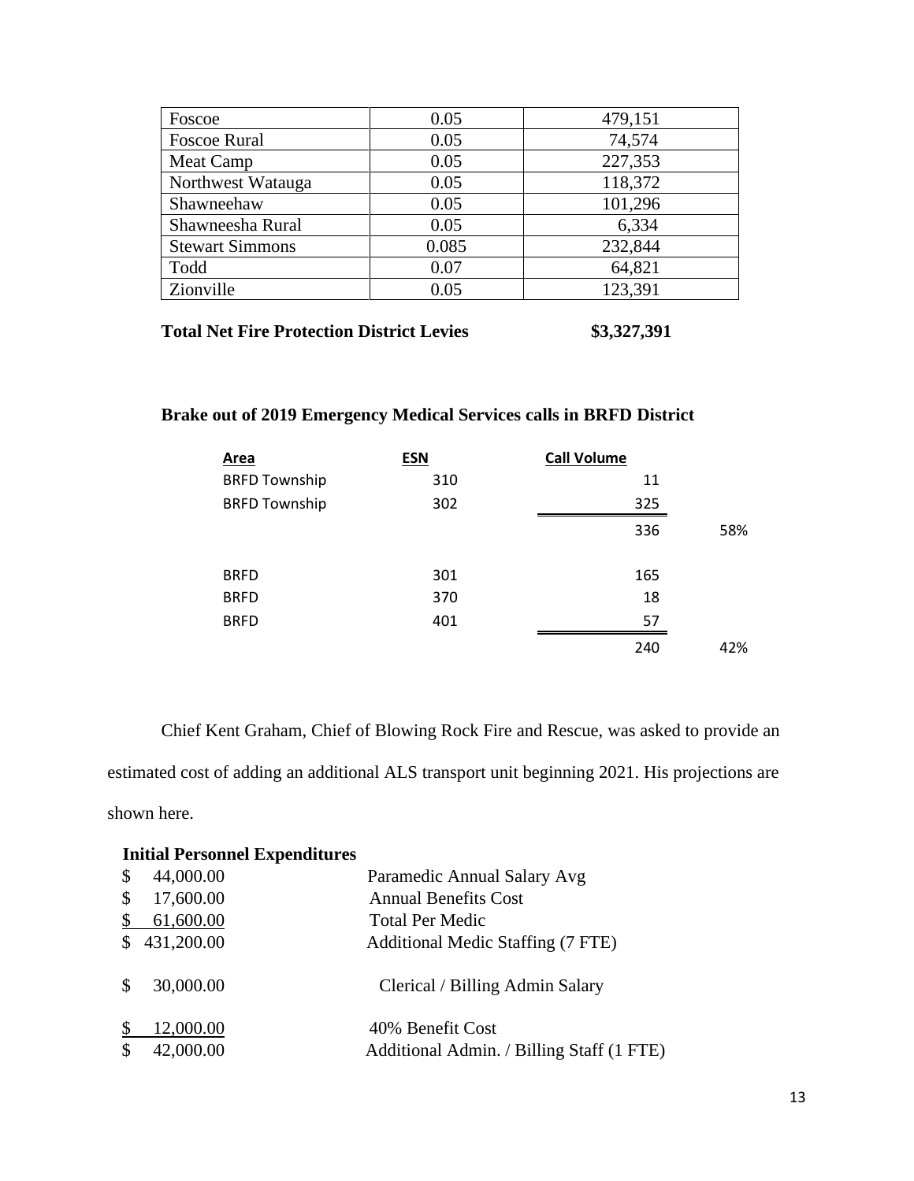| Foscoe | 0.05 | 479,151 |
|---|---|---|
| Foscoe Rural | 0.05 | 74,574 |
| Meat Camp | 0.05 | 227,353 |
| Northwest Watauga | 0.05 | 118,372 |
| Shawneehaw | 0.05 | 101,296 |
| Shawneesha Rural | 0.05 | 6,334 |
| Stewart Simmons | 0.085 | 232,844 |
| Todd | 0.07 | 64,821 |
| Zionville | 0.05 | 123,391 |

**Total Net Fire Protection District Levies** **$3,327,391**

**Brake out of 2019 Emergency Medical Services calls in BRFD District**

| Area | ESN | Call Volume | |
|---|---|---|---|
| BRFD Township | 310 | 11 | |
| BRFD Township | 302 | 325 | |
| | | 336 | 58% |
| | | | |
| BRFD | 301 | 165 | |
| BRFD | 370 | 18 | |
| BRFD | 401 | 57 | |
| | | 240 | 42% |

Chief Kent Graham, Chief of Blowing Rock Fire and Rescue, was asked to provide an estimated cost of adding an additional ALS transport unit beginning 2021. His projections are shown here.

**Initial Personnel Expenditures**

| | |
|---|---|
| $ 44,000.00 | Paramedic Annual Salary Avg |
| $ 17,600.00 | Annual Benefits Cost |
| $ 61,600.00 | Total Per Medic |
| $ 431,200.00 | Additional Medic Staffing (7 FTE) |
| $ 30,000.00 | Clerical / Billing Admin Salary |
| $ 12,000.00 | 40% Benefit Cost |
| $ 42,000.00 | Additional Admin. / Billing Staff (1 FTE) |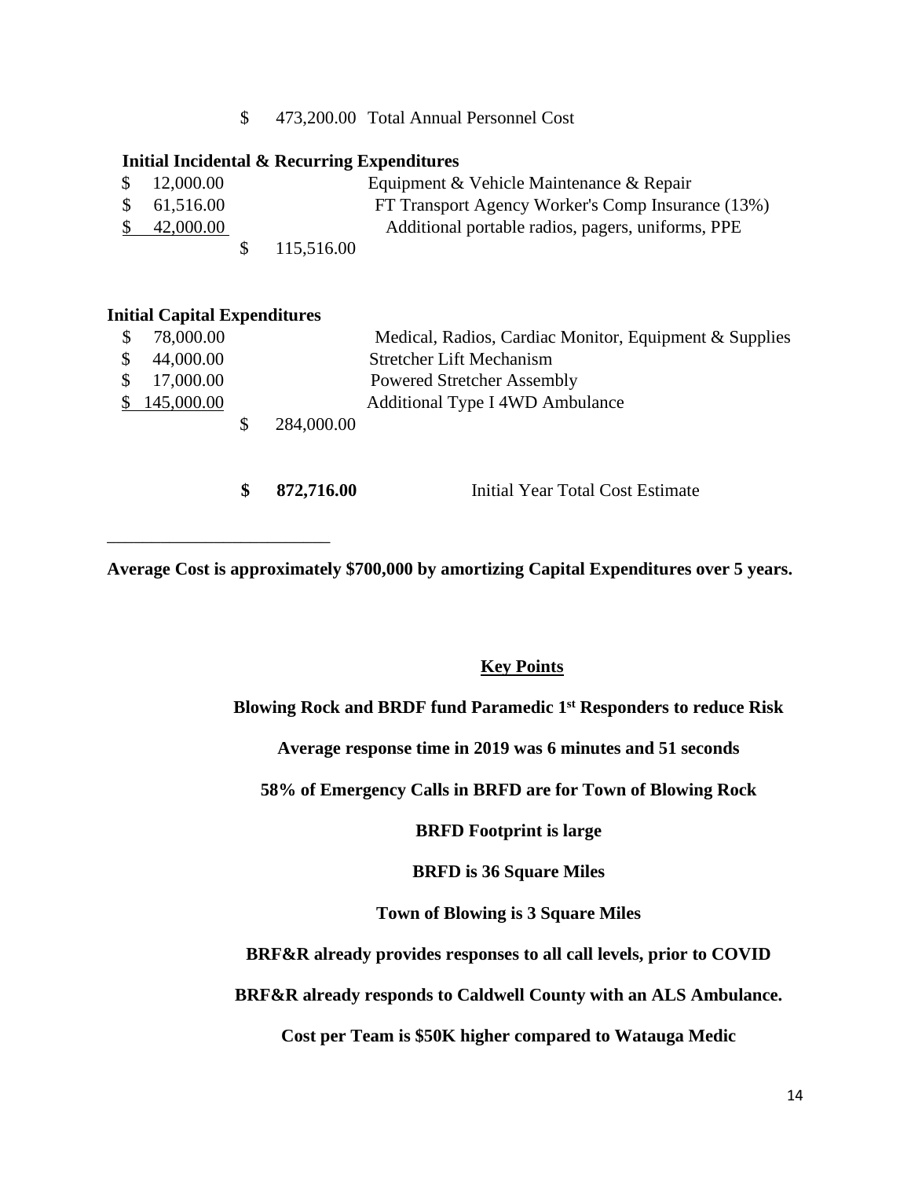$ 473,200.00 Total Annual Personnel Cost

**Initial Incidental & Recurring Expenditures**

| | | |
|---|---|---|
| $ 12,000.00 | | Equipment & Vehicle Maintenance & Repair |
| $ 61,516.00 | | FT Transport Agency Worker's Comp Insurance (13%) |
| $ 42,000.00 | | Additional portable radios, pagers, uniforms, PPE |
| | $ 115,516.00 | |

**Initial Capital Expenditures**

| | | |
|---|---|---|
| $ 78,000.00 | | Medical, Radios, Cardiac Monitor, Equipment & Supplies |
| $ 44,000.00 | | Stretcher Lift Mechanism |
| $ 17,000.00 | | Powered Stretcher Assembly |
| $ 145,000.00 | | Additional Type I 4WD Ambulance |
| | $ 284,000.00 | |

**$ 872,716.00** Initial Year Total Cost Estimate

---

**Average Cost is approximately $700,000 by amortizing Capital Expenditures over 5 years.**

**Key Points**

**Blowing Rock and BRDF fund Paramedic 1st Responders to reduce Risk**

**Average response time in 2019 was 6 minutes and 51 seconds**

**58% of Emergency Calls in BRFD are for Town of Blowing Rock**

**BRFD Footprint is large**

**BRFD is 36 Square Miles**

**Town of Blowing is 3 Square Miles**

**BRF&R already provides responses to all call levels, prior to COVID**

**BRF&R already responds to Caldwell County with an ALS Ambulance.**

**Cost per Team is $50K higher compared to Watauga Medic**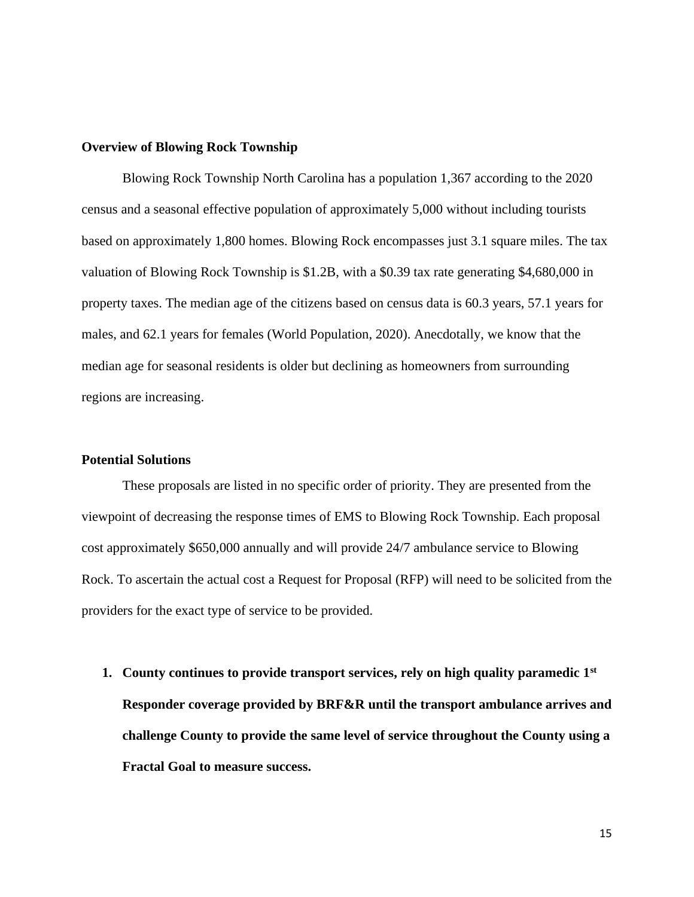**Overview of Blowing Rock Township**

Blowing Rock Township North Carolina has a population 1,367 according to the 2020 census and a seasonal effective population of approximately 5,000 without including tourists based on approximately 1,800 homes. Blowing Rock encompasses just 3.1 square miles. The tax valuation of Blowing Rock Township is $1.2B, with a $0.39 tax rate generating $4,680,000 in property taxes. The median age of the citizens based on census data is 60.3 years, 57.1 years for males, and 62.1 years for females (World Population, 2020). Anecdotally, we know that the median age for seasonal residents is older but declining as homeowners from surrounding regions are increasing.

**Potential Solutions**

These proposals are listed in no specific order of priority. They are presented from the viewpoint of decreasing the response times of EMS to Blowing Rock Township. Each proposal cost approximately $650,000 annually and will provide 24/7 ambulance service to Blowing Rock. To ascertain the actual cost a Request for Proposal (RFP) will need to be solicited from the providers for the exact type of service to be provided.

1. **County continues to provide transport services, rely on high quality paramedic 1st Responder coverage provided by BRF&R until the transport ambulance arrives and challenge County to provide the same level of service throughout the County using a Fractal Goal to measure success.**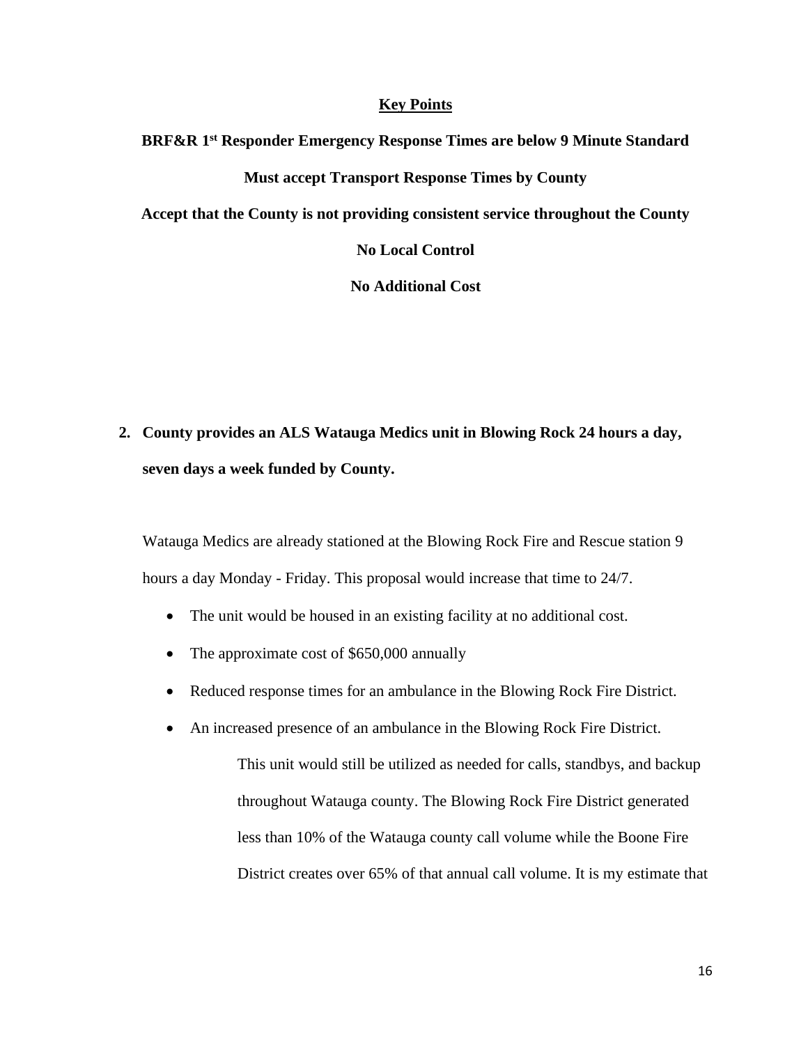**Key Points**

**BRF&R 1st Responder Emergency Response Times are below 9 Minute Standard**

**Must accept Transport Response Times by County**

**Accept that the County is not providing consistent service throughout the County**

**No Local Control**

**No Additional Cost**

**2. County provides an ALS Watauga Medics unit in Blowing Rock 24 hours a day, seven days a week funded by County.**

Watauga Medics are already stationed at the Blowing Rock Fire and Rescue station 9 hours a day Monday - Friday. This proposal would increase that time to 24/7.

- The unit would be housed in an existing facility at no additional cost.
- The approximate cost of $650,000 annually
- Reduced response times for an ambulance in the Blowing Rock Fire District.
- An increased presence of an ambulance in the Blowing Rock Fire District.

  This unit would still be utilized as needed for calls, standbys, and backup throughout Watauga county. The Blowing Rock Fire District generated less than 10% of the Watauga county call volume while the Boone Fire District creates over 65% of that annual call volume. It is my estimate that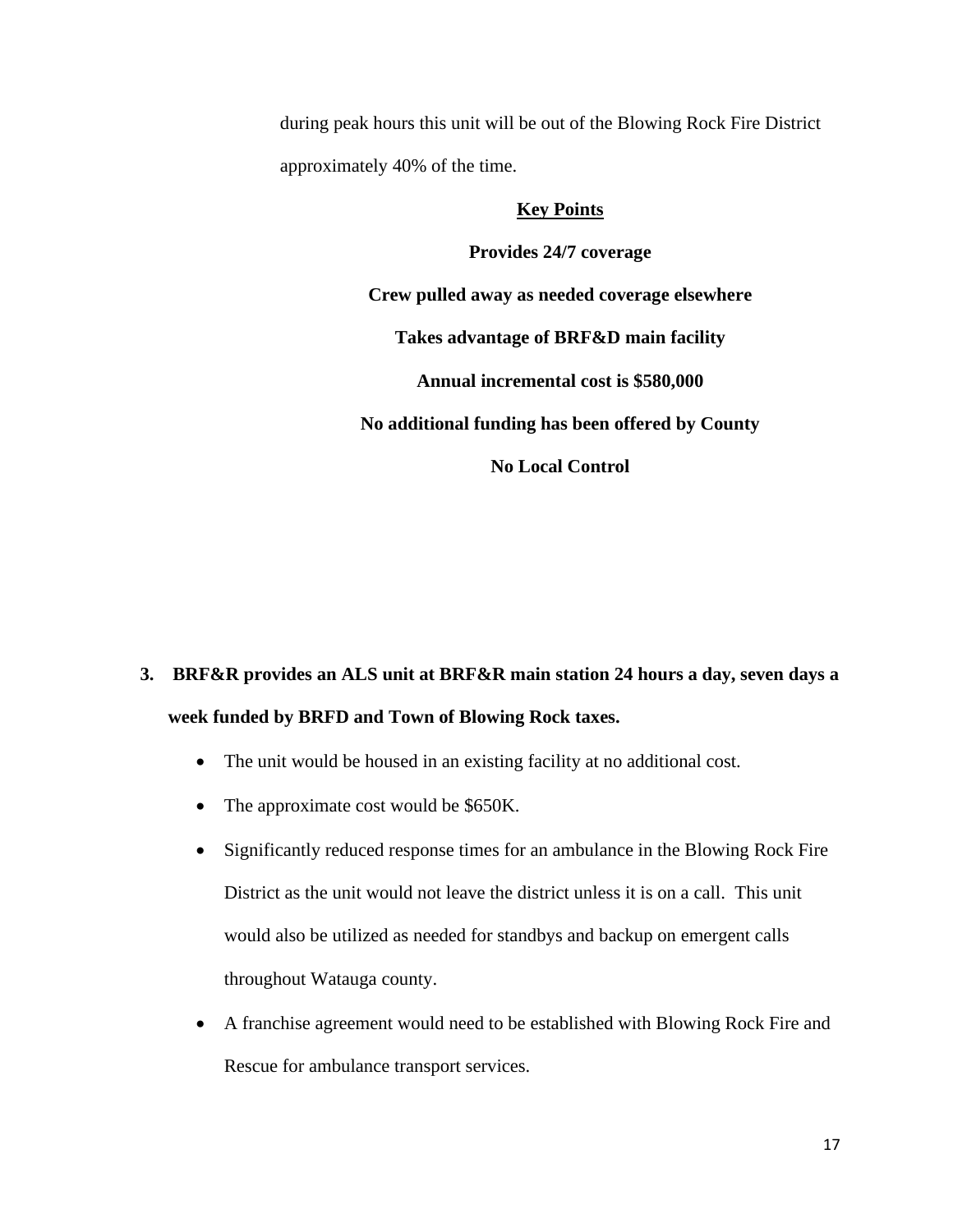during peak hours this unit will be out of the Blowing Rock Fire District approximately 40% of the time.

**Key Points**

**Provides 24/7 coverage**

**Crew pulled away as needed coverage elsewhere**

**Takes advantage of BRF&D main facility**

**Annual incremental cost is $580,000**

**No additional funding has been offered by County**

**No Local Control**

3. **BRF&R provides an ALS unit at BRF&R main station 24 hours a day, seven days a week funded by BRFD and Town of Blowing Rock taxes.**

   - The unit would be housed in an existing facility at no additional cost.
   - The approximate cost would be $650K.
   - Significantly reduced response times for an ambulance in the Blowing Rock Fire District as the unit would not leave the district unless it is on a call. This unit would also be utilized as needed for standbys and backup on emergent calls throughout Watauga county.
   - A franchise agreement would need to be established with Blowing Rock Fire and Rescue for ambulance transport services.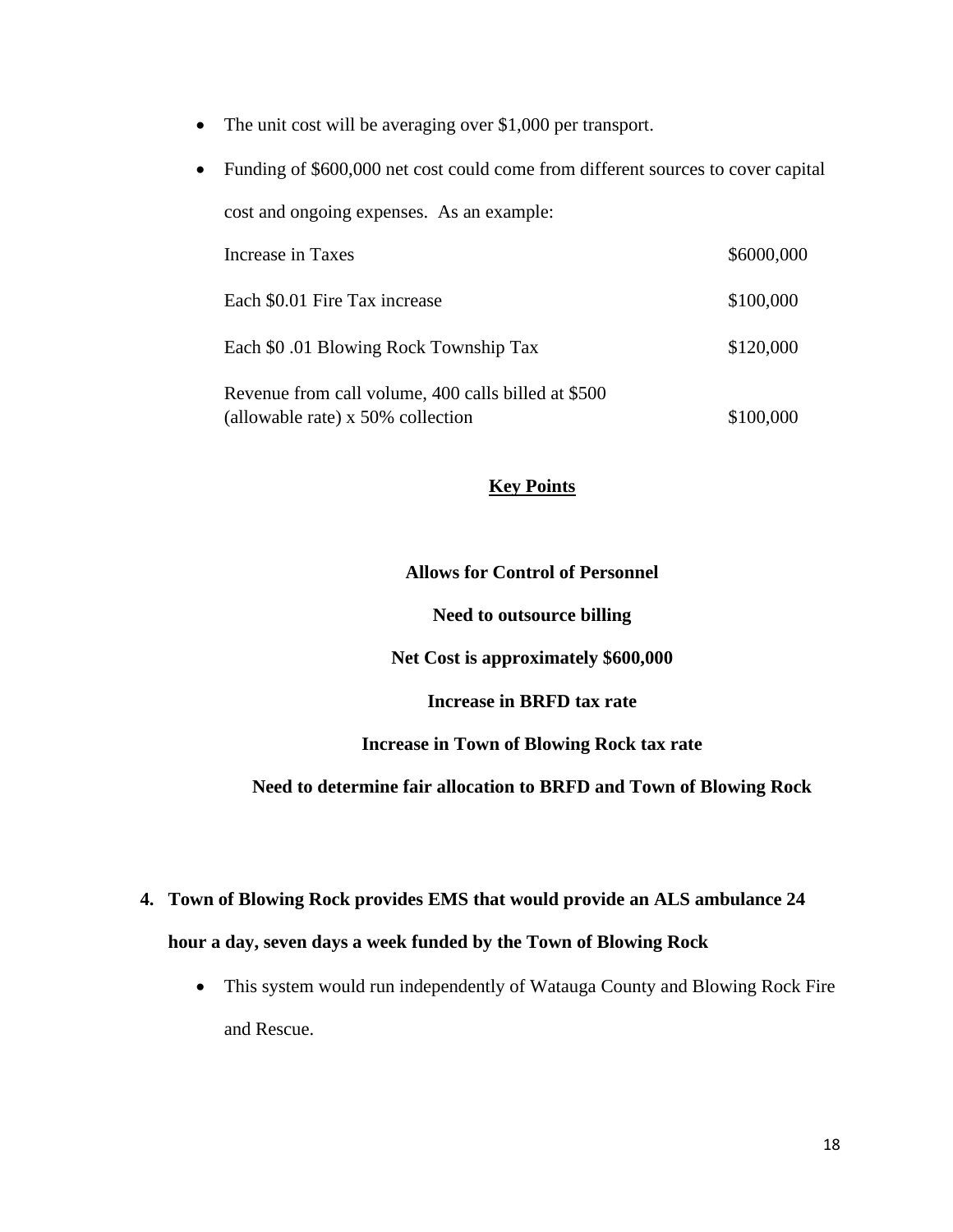- The unit cost will be averaging over $1,000 per transport.
- Funding of $600,000 net cost could come from different sources to cover capital cost and ongoing expenses. As an example:

| | |
|---|---|
| Increase in Taxes | $6000,000 |
| Each $0.01 Fire Tax increase | $100,000 |
| Each $0 .01 Blowing Rock Township Tax | $120,000 |
| Revenue from call volume, 400 calls billed at $500 (allowable rate) x 50% collection | $100,000 |

**Key Points**

**Allows for Control of Personnel**

**Need to outsource billing**

**Net Cost is approximately $600,000**

**Increase in BRFD tax rate**

**Increase in Town of Blowing Rock tax rate**

**Need to determine fair allocation to BRFD and Town of Blowing Rock**

4. **Town of Blowing Rock provides EMS that would provide an ALS ambulance 24 hour a day, seven days a week funded by the Town of Blowing Rock**
   - This system would run independently of Watauga County and Blowing Rock Fire and Rescue.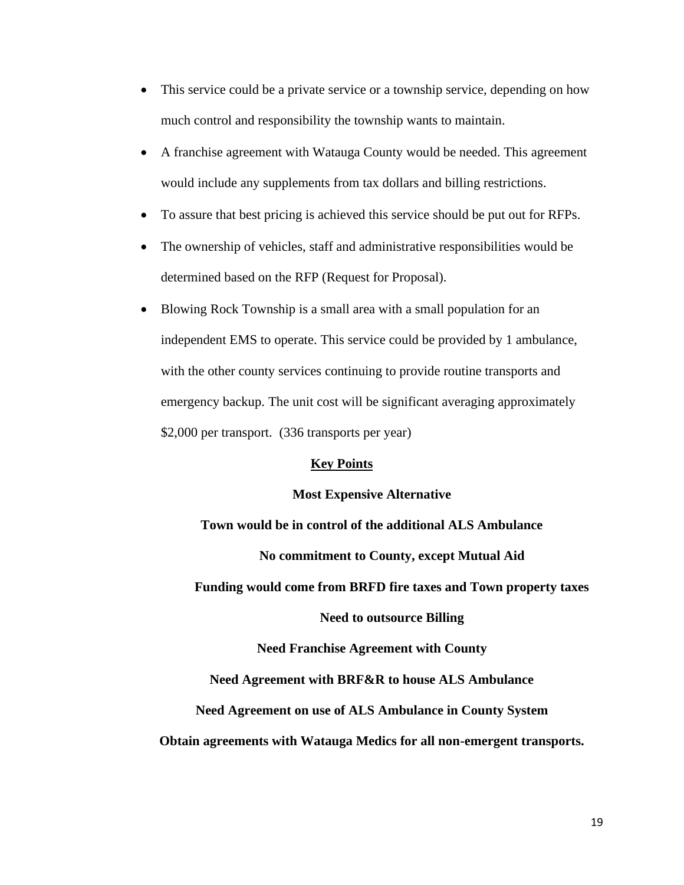- This service could be a private service or a township service, depending on how much control and responsibility the township wants to maintain.
- A franchise agreement with Watauga County would be needed. This agreement would include any supplements from tax dollars and billing restrictions.
- To assure that best pricing is achieved this service should be put out for RFPs.
- The ownership of vehicles, staff and administrative responsibilities would be determined based on the RFP (Request for Proposal).
- Blowing Rock Township is a small area with a small population for an independent EMS to operate. This service could be provided by 1 ambulance, with the other county services continuing to provide routine transports and emergency backup. The unit cost will be significant averaging approximately $2,000 per transport. (336 transports per year)

**<u>Key Points</u>**

**Most Expensive Alternative**

**Town would be in control of the additional ALS Ambulance**

**No commitment to County, except Mutual Aid**

**Funding would come from BRFD fire taxes and Town property taxes**

**Need to outsource Billing**

**Need Franchise Agreement with County**

**Need Agreement with BRF&R to house ALS Ambulance**

**Need Agreement on use of ALS Ambulance in County System**

**Obtain agreements with Watauga Medics for all non-emergent transports.**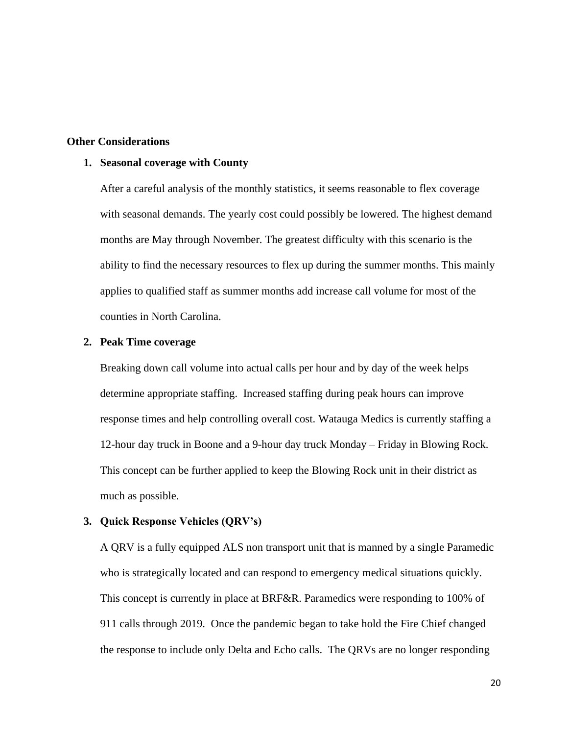**Other Considerations**

1. **Seasonal coverage with County**

   After a careful analysis of the monthly statistics, it seems reasonable to flex coverage with seasonal demands. The yearly cost could possibly be lowered. The highest demand months are May through November. The greatest difficulty with this scenario is the ability to find the necessary resources to flex up during the summer months. This mainly applies to qualified staff as summer months add increase call volume for most of the counties in North Carolina.

2. **Peak Time coverage**

   Breaking down call volume into actual calls per hour and by day of the week helps determine appropriate staffing. Increased staffing during peak hours can improve response times and help controlling overall cost. Watauga Medics is currently staffing a 12-hour day truck in Boone and a 9-hour day truck Monday – Friday in Blowing Rock. This concept can be further applied to keep the Blowing Rock unit in their district as much as possible.

3. **Quick Response Vehicles (QRV's)**

   A QRV is a fully equipped ALS non transport unit that is manned by a single Paramedic who is strategically located and can respond to emergency medical situations quickly. This concept is currently in place at BRF&R. Paramedics were responding to 100% of 911 calls through 2019. Once the pandemic began to take hold the Fire Chief changed the response to include only Delta and Echo calls. The QRVs are no longer responding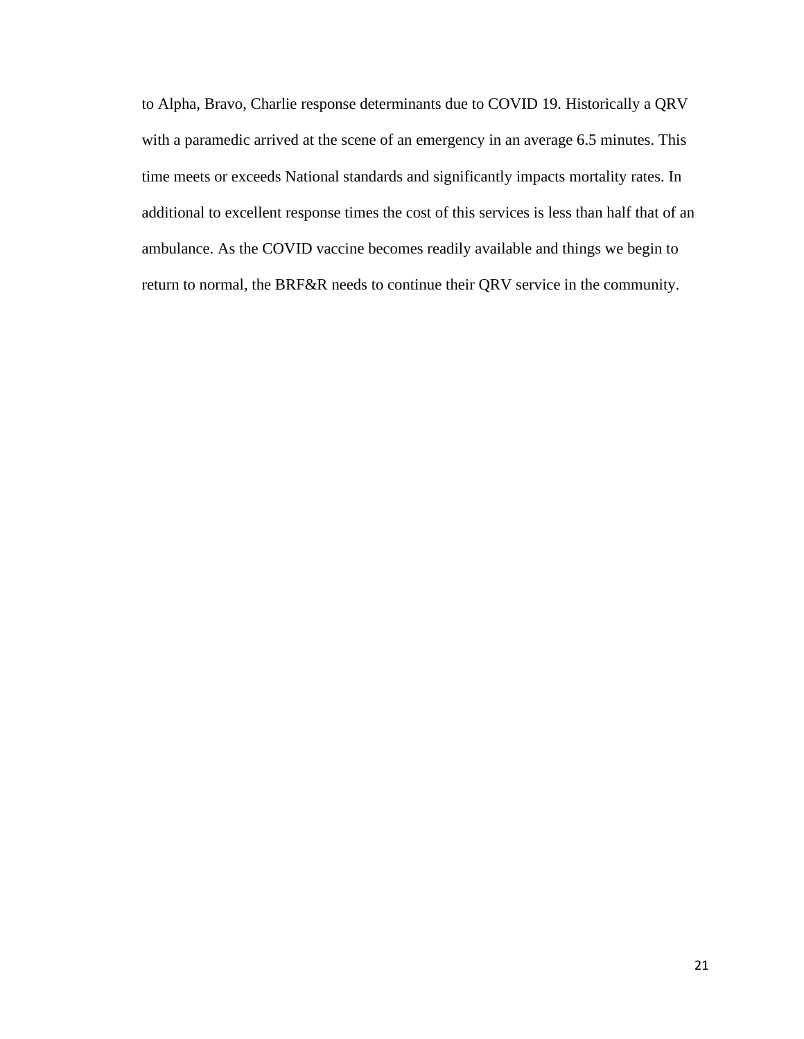to Alpha, Bravo, Charlie response determinants due to COVID 19. Historically a QRV with a paramedic arrived at the scene of an emergency in an average 6.5 minutes. This time meets or exceeds National standards and significantly impacts mortality rates. In additional to excellent response times the cost of this services is less than half that of an ambulance. As the COVID vaccine becomes readily available and things we begin to return to normal, the BRF&R needs to continue their QRV service in the community.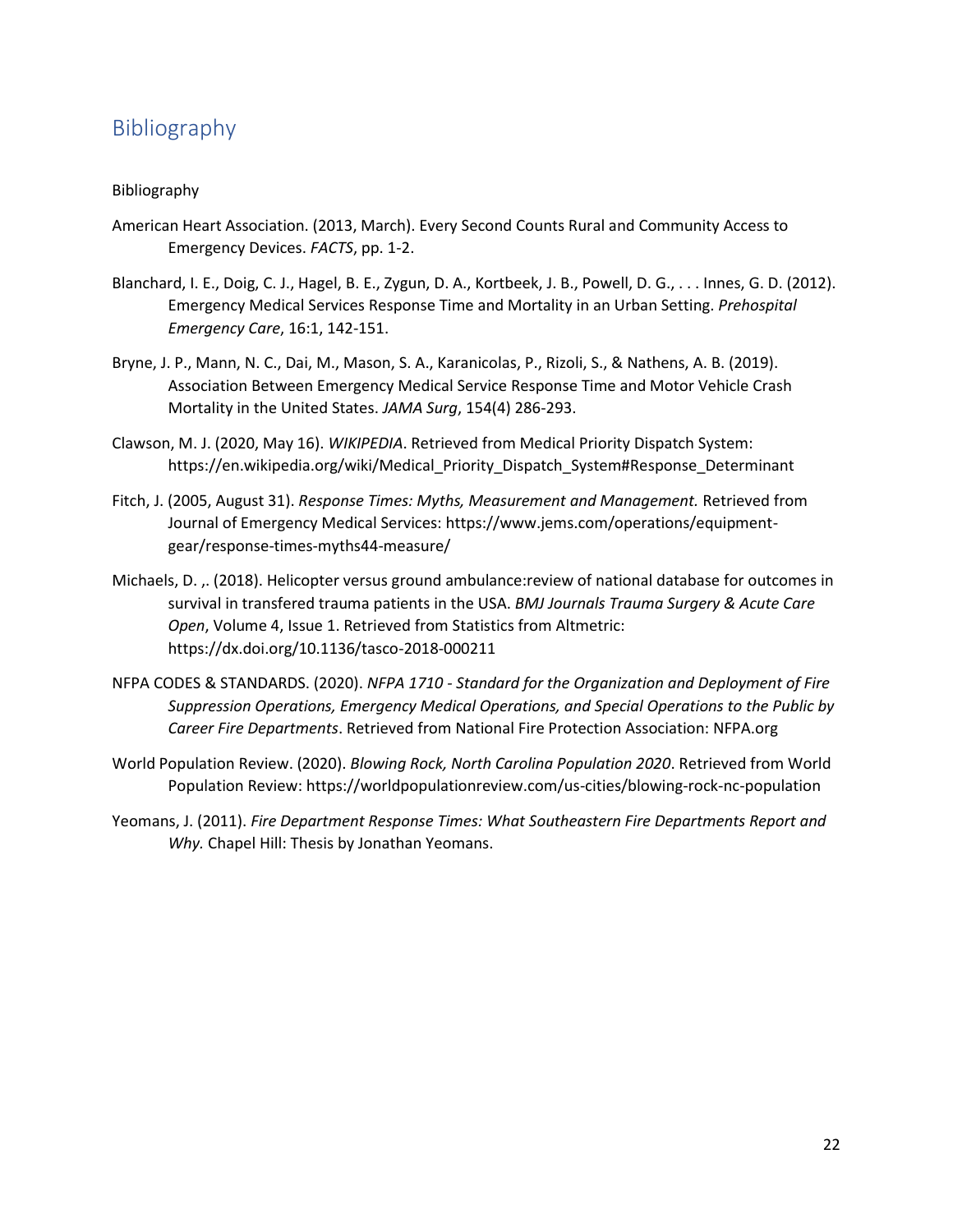## Bibliography

Bibliography

American Heart Association. (2013, March). Every Second Counts Rural and Community Access to Emergency Devices. *FACTS*, pp. 1-2.

Blanchard, I. E., Doig, C. J., Hagel, B. E., Zygun, D. A., Kortbeek, J. B., Powell, D. G., . . . Innes, G. D. (2012). Emergency Medical Services Response Time and Mortality in an Urban Setting. *Prehospital Emergency Care*, 16:1, 142-151.

Bryne, J. P., Mann, N. C., Dai, M., Mason, S. A., Karanicolas, P., Rizoli, S., & Nathens, A. B. (2019). Association Between Emergency Medical Service Response Time and Motor Vehicle Crash Mortality in the United States. *JAMA Surg*, 154(4) 286-293.

Clawson, M. J. (2020, May 16). *WIKIPEDIA*. Retrieved from Medical Priority Dispatch System: https://en.wikipedia.org/wiki/Medical_Priority_Dispatch_System#Response_Determinant

Fitch, J. (2005, August 31). *Response Times: Myths, Measurement and Management.* Retrieved from Journal of Emergency Medical Services: https://www.jems.com/operations/equipment-gear/response-times-myths44-measure/

Michaels, D. ,. (2018). Helicopter versus ground ambulance:review of national database for outcomes in survival in transfered trauma patients in the USA. *BMJ Journals Trauma Surgery & Acute Care Open*, Volume 4, Issue 1. Retrieved from Statistics from Altmetric: https://dx.doi.org/10.1136/tasco-2018-000211

NFPA CODES & STANDARDS. (2020). *NFPA 1710 - Standard for the Organization and Deployment of Fire Suppression Operations, Emergency Medical Operations, and Special Operations to the Public by Career Fire Departments*. Retrieved from National Fire Protection Association: NFPA.org

World Population Review. (2020). *Blowing Rock, North Carolina Population 2020*. Retrieved from World Population Review: https://worldpopulationreview.com/us-cities/blowing-rock-nc-population

Yeomans, J. (2011). *Fire Department Response Times: What Southeastern Fire Departments Report and Why.* Chapel Hill: Thesis by Jonathan Yeomans.